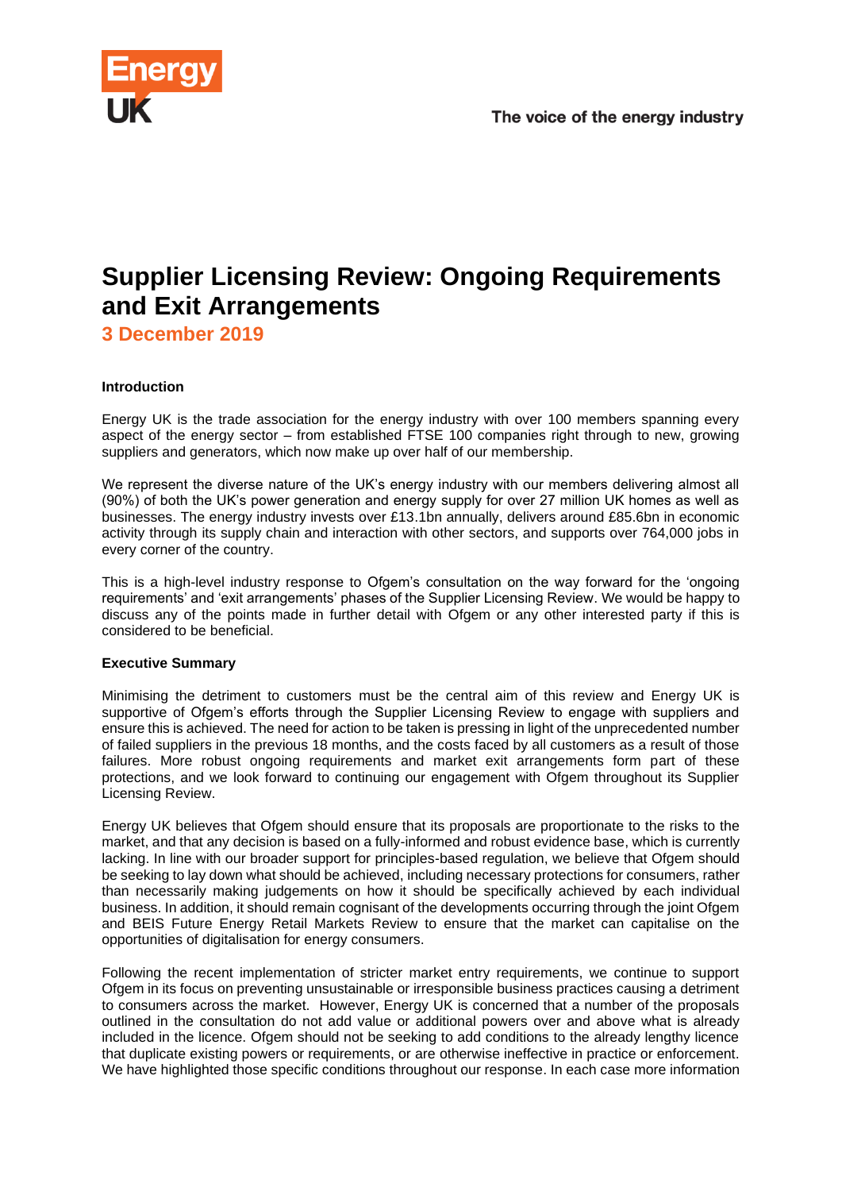# Supplier Licensing Review: Ongoing Requirements and Exit Arrangements

## 3 December 2019

**Introduction**

Energy UK is the trade association for the energy industry with over 100 members spanning every aspect of the energy sector – from established FTSE 100 companies right through to new, growing suppliers and generators, which now make up over half of our membership.

We represent the diverse nature of the UK's energy industry with our members delivering almost all (90%) of both the UK's power generation and energy supply for over 27 million UK homes as well as businesses. The energy industry invests over £13.1bn annually, delivers around £85.6bn in economic activity through its supply chain and interaction with other sectors, and supports over 764,000 jobs in every corner of the country.

This is a high-level industry response to Ofgem's consultation on the way forward for the 'ongoing requirements' and 'exit arrangements' phases of the Supplier Licensing Review. We would be happy to discuss any of the points made in further detail with Ofgem or any other interested party if this is considered to be beneficial.

**Executive Summary**

Minimising the detriment to customers must be the central aim of this review and Energy UK is supportive of Ofgem's efforts through the Supplier Licensing Review to engage with suppliers and ensure this is achieved. The need for action to be taken is pressing in light of the unprecedented number of failed suppliers in the previous 18 months, and the costs faced by all customers as a result of those failures. More robust ongoing requirements and market exit arrangements form part of these protections, and we look forward to continuing our engagement with Ofgem throughout its Supplier Licensing Review.

Energy UK believes that Ofgem should ensure that its proposals are proportionate to the risks to the market, and that any decision is based on a fully-informed and robust evidence base, which is currently lacking. In line with our broader support for principles-based regulation, we believe that Ofgem should be seeking to lay down what should be achieved, including necessary protections for consumers, rather than necessarily making judgements on how it should be specifically achieved by each individual business. In addition, it should remain cognisant of the developments occurring through the joint Ofgem and BEIS Future Energy Retail Markets Review to ensure that the market can capitalise on the opportunities of digitalisation for energy consumers.

Following the recent implementation of stricter market entry requirements, we continue to support Ofgem in its focus on preventing unsustainable or irresponsible business practices causing a detriment to consumers across the market. However, Energy UK is concerned that a number of the proposals outlined in the consultation do not add value or additional powers over and above what is already included in the licence. Ofgem should not be seeking to add conditions to the already lengthy licence that duplicate existing powers or requirements, or are otherwise ineffective in practice or enforcement. We have highlighted those specific conditions throughout our response. In each case more information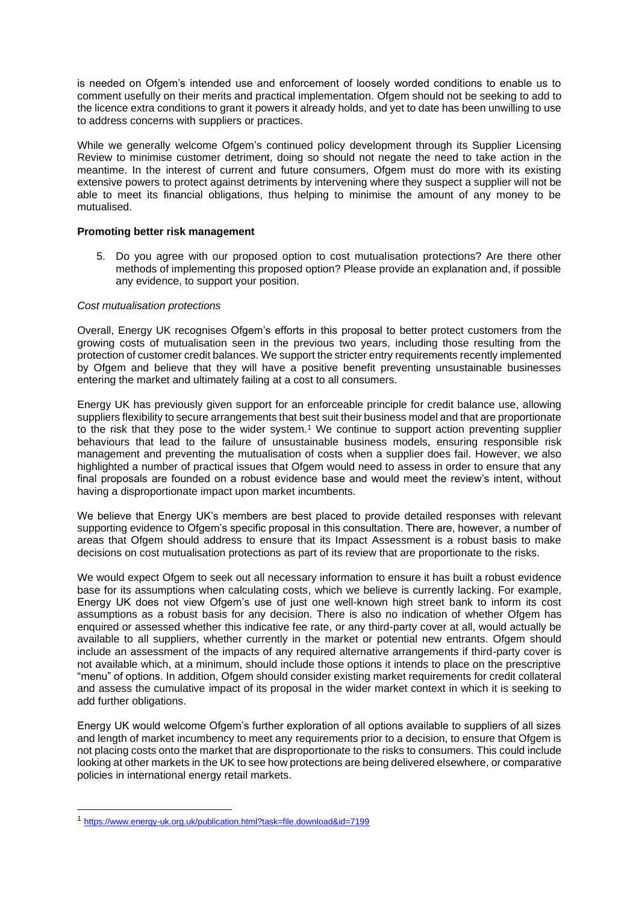is needed on Ofgem's intended use and enforcement of loosely worded conditions to enable us to comment usefully on their merits and practical implementation. Ofgem should not be seeking to add to the licence extra conditions to grant it powers it already holds, and yet to date has been unwilling to use to address concerns with suppliers or practices.

While we generally welcome Ofgem's continued policy development through its Supplier Licensing Review to minimise customer detriment, doing so should not negate the need to take action in the meantime. In the interest of current and future consumers, Ofgem must do more with its existing extensive powers to protect against detriments by intervening where they suspect a supplier will not be able to meet its financial obligations, thus helping to minimise the amount of any money to be mutualised.

**Promoting better risk management**

5. Do you agree with our proposed option to cost mutualisation protections? Are there other methods of implementing this proposed option? Please provide an explanation and, if possible any evidence, to support your position.

*Cost mutualisation protections*

Overall, Energy UK recognises Ofgem's efforts in this proposal to better protect customers from the growing costs of mutualisation seen in the previous two years, including those resulting from the protection of customer credit balances. We support the stricter entry requirements recently implemented by Ofgem and believe that they will have a positive benefit preventing unsustainable businesses entering the market and ultimately failing at a cost to all consumers.

Energy UK has previously given support for an enforceable principle for credit balance use, allowing suppliers flexibility to secure arrangements that best suit their business model and that are proportionate to the risk that they pose to the wider system.[1] We continue to support action preventing supplier behaviours that lead to the failure of unsustainable business models, ensuring responsible risk management and preventing the mutualisation of costs when a supplier does fail. However, we also highlighted a number of practical issues that Ofgem would need to assess in order to ensure that any final proposals are founded on a robust evidence base and would meet the review's intent, without having a disproportionate impact upon market incumbents.

We believe that Energy UK's members are best placed to provide detailed responses with relevant supporting evidence to Ofgem's specific proposal in this consultation. There are, however, a number of areas that Ofgem should address to ensure that its Impact Assessment is a robust basis to make decisions on cost mutualisation protections as part of its review that are proportionate to the risks.

We would expect Ofgem to seek out all necessary information to ensure it has built a robust evidence base for its assumptions when calculating costs, which we believe is currently lacking. For example, Energy UK does not view Ofgem's use of just one well-known high street bank to inform its cost assumptions as a robust basis for any decision. There is also no indication of whether Ofgem has enquired or assessed whether this indicative fee rate, or any third-party cover at all, would actually be available to all suppliers, whether currently in the market or potential new entrants. Ofgem should include an assessment of the impacts of any required alternative arrangements if third-party cover is not available which, at a minimum, should include those options it intends to place on the prescriptive "menu" of options. In addition, Ofgem should consider existing market requirements for credit collateral and assess the cumulative impact of its proposal in the wider market context in which it is seeking to add further obligations.

Energy UK would welcome Ofgem's further exploration of all options available to suppliers of all sizes and length of market incumbency to meet any requirements prior to a decision, to ensure that Ofgem is not placing costs onto the market that are disproportionate to the risks to consumers. This could include looking at other markets in the UK to see how protections are being delivered elsewhere, or comparative policies in international energy retail markets.

[1] https://www.energy-uk.org.uk/publication.html?task=file.download&id=7199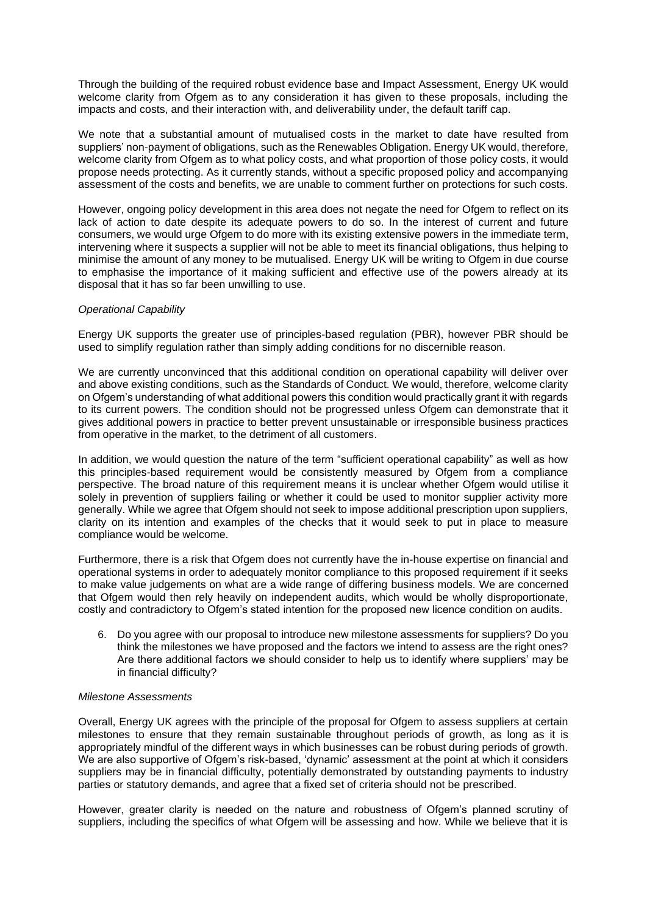Through the building of the required robust evidence base and Impact Assessment, Energy UK would welcome clarity from Ofgem as to any consideration it has given to these proposals, including the impacts and costs, and their interaction with, and deliverability under, the default tariff cap.

We note that a substantial amount of mutualised costs in the market to date have resulted from suppliers' non-payment of obligations, such as the Renewables Obligation. Energy UK would, therefore, welcome clarity from Ofgem as to what policy costs, and what proportion of those policy costs, it would propose needs protecting. As it currently stands, without a specific proposed policy and accompanying assessment of the costs and benefits, we are unable to comment further on protections for such costs.

However, ongoing policy development in this area does not negate the need for Ofgem to reflect on its lack of action to date despite its adequate powers to do so. In the interest of current and future consumers, we would urge Ofgem to do more with its existing extensive powers in the immediate term, intervening where it suspects a supplier will not be able to meet its financial obligations, thus helping to minimise the amount of any money to be mutualised. Energy UK will be writing to Ofgem in due course to emphasise the importance of it making sufficient and effective use of the powers already at its disposal that it has so far been unwilling to use.

*Operational Capability*

Energy UK supports the greater use of principles-based regulation (PBR), however PBR should be used to simplify regulation rather than simply adding conditions for no discernible reason.

We are currently unconvinced that this additional condition on operational capability will deliver over and above existing conditions, such as the Standards of Conduct. We would, therefore, welcome clarity on Ofgem's understanding of what additional powers this condition would practically grant it with regards to its current powers. The condition should not be progressed unless Ofgem can demonstrate that it gives additional powers in practice to better prevent unsustainable or irresponsible business practices from operative in the market, to the detriment of all customers.

In addition, we would question the nature of the term "sufficient operational capability" as well as how this principles-based requirement would be consistently measured by Ofgem from a compliance perspective. The broad nature of this requirement means it is unclear whether Ofgem would utilise it solely in prevention of suppliers failing or whether it could be used to monitor supplier activity more generally. While we agree that Ofgem should not seek to impose additional prescription upon suppliers, clarity on its intention and examples of the checks that it would seek to put in place to measure compliance would be welcome.

Furthermore, there is a risk that Ofgem does not currently have the in-house expertise on financial and operational systems in order to adequately monitor compliance to this proposed requirement if it seeks to make value judgements on what are a wide range of differing business models. We are concerned that Ofgem would then rely heavily on independent audits, which would be wholly disproportionate, costly and contradictory to Ofgem's stated intention for the proposed new licence condition on audits.

6. Do you agree with our proposal to introduce new milestone assessments for suppliers? Do you think the milestones we have proposed and the factors we intend to assess are the right ones? Are there additional factors we should consider to help us to identify where suppliers' may be in financial difficulty?

*Milestone Assessments*

Overall, Energy UK agrees with the principle of the proposal for Ofgem to assess suppliers at certain milestones to ensure that they remain sustainable throughout periods of growth, as long as it is appropriately mindful of the different ways in which businesses can be robust during periods of growth. We are also supportive of Ofgem's risk-based, 'dynamic' assessment at the point at which it considers suppliers may be in financial difficulty, potentially demonstrated by outstanding payments to industry parties or statutory demands, and agree that a fixed set of criteria should not be prescribed.

However, greater clarity is needed on the nature and robustness of Ofgem's planned scrutiny of suppliers, including the specifics of what Ofgem will be assessing and how. While we believe that it is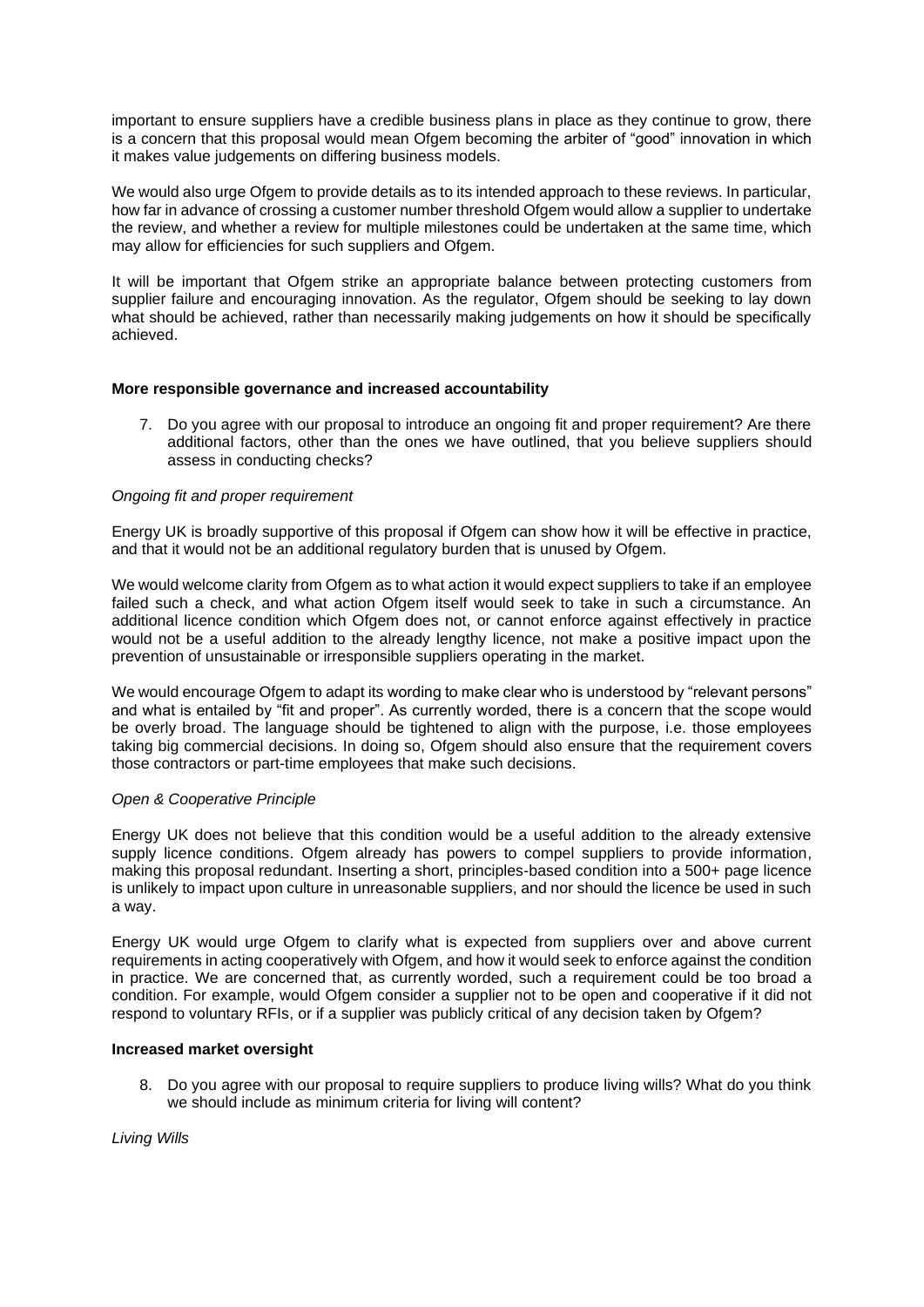important to ensure suppliers have a credible business plans in place as they continue to grow, there is a concern that this proposal would mean Ofgem becoming the arbiter of "good" innovation in which it makes value judgements on differing business models.

We would also urge Ofgem to provide details as to its intended approach to these reviews. In particular, how far in advance of crossing a customer number threshold Ofgem would allow a supplier to undertake the review, and whether a review for multiple milestones could be undertaken at the same time, which may allow for efficiencies for such suppliers and Ofgem.

It will be important that Ofgem strike an appropriate balance between protecting customers from supplier failure and encouraging innovation. As the regulator, Ofgem should be seeking to lay down what should be achieved, rather than necessarily making judgements on how it should be specifically achieved.

**More responsible governance and increased accountability**

7. Do you agree with our proposal to introduce an ongoing fit and proper requirement? Are there additional factors, other than the ones we have outlined, that you believe suppliers should assess in conducting checks?

*Ongoing fit and proper requirement*

Energy UK is broadly supportive of this proposal if Ofgem can show how it will be effective in practice, and that it would not be an additional regulatory burden that is unused by Ofgem.

We would welcome clarity from Ofgem as to what action it would expect suppliers to take if an employee failed such a check, and what action Ofgem itself would seek to take in such a circumstance. An additional licence condition which Ofgem does not, or cannot enforce against effectively in practice would not be a useful addition to the already lengthy licence, not make a positive impact upon the prevention of unsustainable or irresponsible suppliers operating in the market.

We would encourage Ofgem to adapt its wording to make clear who is understood by "relevant persons" and what is entailed by "fit and proper". As currently worded, there is a concern that the scope would be overly broad. The language should be tightened to align with the purpose, i.e. those employees taking big commercial decisions. In doing so, Ofgem should also ensure that the requirement covers those contractors or part-time employees that make such decisions.

*Open & Cooperative Principle*

Energy UK does not believe that this condition would be a useful addition to the already extensive supply licence conditions. Ofgem already has powers to compel suppliers to provide information, making this proposal redundant. Inserting a short, principles-based condition into a 500+ page licence is unlikely to impact upon culture in unreasonable suppliers, and nor should the licence be used in such a way.

Energy UK would urge Ofgem to clarify what is expected from suppliers over and above current requirements in acting cooperatively with Ofgem, and how it would seek to enforce against the condition in practice. We are concerned that, as currently worded, such a requirement could be too broad a condition. For example, would Ofgem consider a supplier not to be open and cooperative if it did not respond to voluntary RFIs, or if a supplier was publicly critical of any decision taken by Ofgem?

**Increased market oversight**

8. Do you agree with our proposal to require suppliers to produce living wills? What do you think we should include as minimum criteria for living will content?

*Living Wills*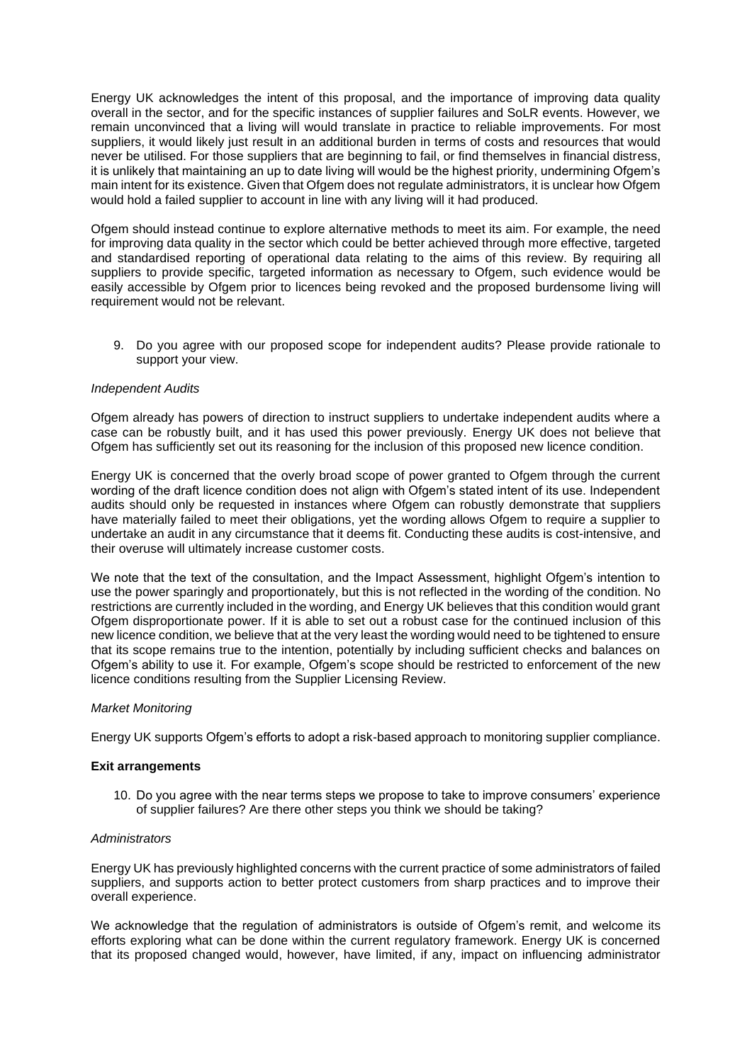Energy UK acknowledges the intent of this proposal, and the importance of improving data quality overall in the sector, and for the specific instances of supplier failures and SoLR events. However, we remain unconvinced that a living will would translate in practice to reliable improvements. For most suppliers, it would likely just result in an additional burden in terms of costs and resources that would never be utilised. For those suppliers that are beginning to fail, or find themselves in financial distress, it is unlikely that maintaining an up to date living will would be the highest priority, undermining Ofgem's main intent for its existence. Given that Ofgem does not regulate administrators, it is unclear how Ofgem would hold a failed supplier to account in line with any living will it had produced.

Ofgem should instead continue to explore alternative methods to meet its aim. For example, the need for improving data quality in the sector which could be better achieved through more effective, targeted and standardised reporting of operational data relating to the aims of this review. By requiring all suppliers to provide specific, targeted information as necessary to Ofgem, such evidence would be easily accessible by Ofgem prior to licences being revoked and the proposed burdensome living will requirement would not be relevant.

9. Do you agree with our proposed scope for independent audits? Please provide rationale to support your view.

*Independent Audits*

Ofgem already has powers of direction to instruct suppliers to undertake independent audits where a case can be robustly built, and it has used this power previously. Energy UK does not believe that Ofgem has sufficiently set out its reasoning for the inclusion of this proposed new licence condition.

Energy UK is concerned that the overly broad scope of power granted to Ofgem through the current wording of the draft licence condition does not align with Ofgem's stated intent of its use. Independent audits should only be requested in instances where Ofgem can robustly demonstrate that suppliers have materially failed to meet their obligations, yet the wording allows Ofgem to require a supplier to undertake an audit in any circumstance that it deems fit. Conducting these audits is cost-intensive, and their overuse will ultimately increase customer costs.

We note that the text of the consultation, and the Impact Assessment, highlight Ofgem's intention to use the power sparingly and proportionately, but this is not reflected in the wording of the condition. No restrictions are currently included in the wording, and Energy UK believes that this condition would grant Ofgem disproportionate power. If it is able to set out a robust case for the continued inclusion of this new licence condition, we believe that at the very least the wording would need to be tightened to ensure that its scope remains true to the intention, potentially by including sufficient checks and balances on Ofgem's ability to use it. For example, Ofgem's scope should be restricted to enforcement of the new licence conditions resulting from the Supplier Licensing Review.

*Market Monitoring*

Energy UK supports Ofgem's efforts to adopt a risk-based approach to monitoring supplier compliance.

**Exit arrangements**

10. Do you agree with the near terms steps we propose to take to improve consumers' experience of supplier failures? Are there other steps you think we should be taking?

*Administrators*

Energy UK has previously highlighted concerns with the current practice of some administrators of failed suppliers, and supports action to better protect customers from sharp practices and to improve their overall experience.

We acknowledge that the regulation of administrators is outside of Ofgem's remit, and welcome its efforts exploring what can be done within the current regulatory framework. Energy UK is concerned that its proposed changed would, however, have limited, if any, impact on influencing administrator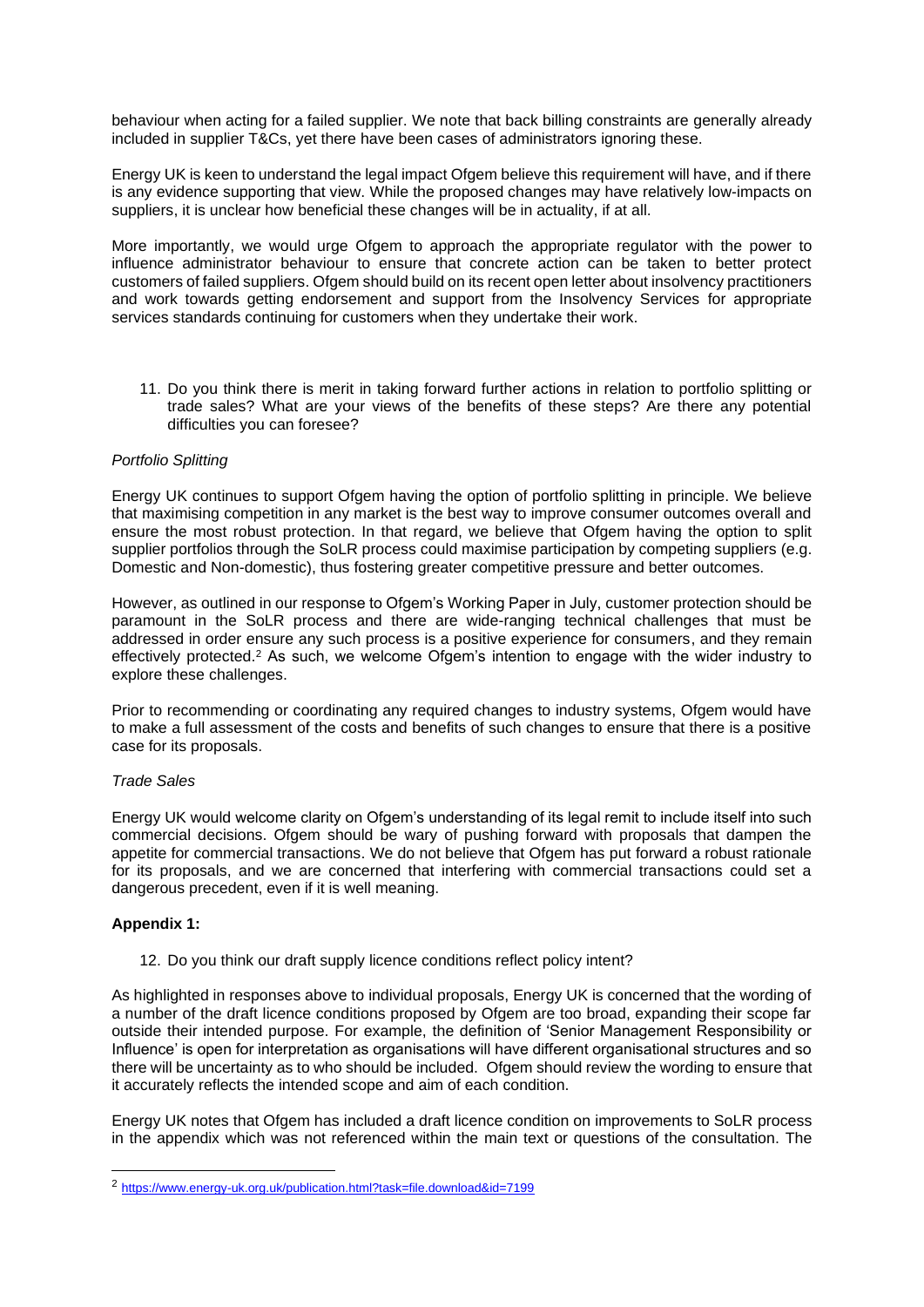behaviour when acting for a failed supplier. We note that back billing constraints are generally already included in supplier T&Cs, yet there have been cases of administrators ignoring these.

Energy UK is keen to understand the legal impact Ofgem believe this requirement will have, and if there is any evidence supporting that view. While the proposed changes may have relatively low-impacts on suppliers, it is unclear how beneficial these changes will be in actuality, if at all.

More importantly, we would urge Ofgem to approach the appropriate regulator with the power to influence administrator behaviour to ensure that concrete action can be taken to better protect customers of failed suppliers. Ofgem should build on its recent open letter about insolvency practitioners and work towards getting endorsement and support from the Insolvency Services for appropriate services standards continuing for customers when they undertake their work.

11. Do you think there is merit in taking forward further actions in relation to portfolio splitting or trade sales? What are your views of the benefits of these steps? Are there any potential difficulties you can foresee?

*Portfolio Splitting*

Energy UK continues to support Ofgem having the option of portfolio splitting in principle. We believe that maximising competition in any market is the best way to improve consumer outcomes overall and ensure the most robust protection. In that regard, we believe that Ofgem having the option to split supplier portfolios through the SoLR process could maximise participation by competing suppliers (e.g. Domestic and Non-domestic), thus fostering greater competitive pressure and better outcomes.

However, as outlined in our response to Ofgem's Working Paper in July, customer protection should be paramount in the SoLR process and there are wide-ranging technical challenges that must be addressed in order ensure any such process is a positive experience for consumers, and they remain effectively protected.[2] As such, we welcome Ofgem's intention to engage with the wider industry to explore these challenges.

Prior to recommending or coordinating any required changes to industry systems, Ofgem would have to make a full assessment of the costs and benefits of such changes to ensure that there is a positive case for its proposals.

*Trade Sales*

Energy UK would welcome clarity on Ofgem's understanding of its legal remit to include itself into such commercial decisions. Ofgem should be wary of pushing forward with proposals that dampen the appetite for commercial transactions. We do not believe that Ofgem has put forward a robust rationale for its proposals, and we are concerned that interfering with commercial transactions could set a dangerous precedent, even if it is well meaning.

**Appendix 1:**

12. Do you think our draft supply licence conditions reflect policy intent?

As highlighted in responses above to individual proposals, Energy UK is concerned that the wording of a number of the draft licence conditions proposed by Ofgem are too broad, expanding their scope far outside their intended purpose. For example, the definition of 'Senior Management Responsibility or Influence' is open for interpretation as organisations will have different organisational structures and so there will be uncertainty as to who should be included. Ofgem should review the wording to ensure that it accurately reflects the intended scope and aim of each condition.

Energy UK notes that Ofgem has included a draft licence condition on improvements to SoLR process in the appendix which was not referenced within the main text or questions of the consultation. The

[2] https://www.energy-uk.org.uk/publication.html?task=file.download&id=7199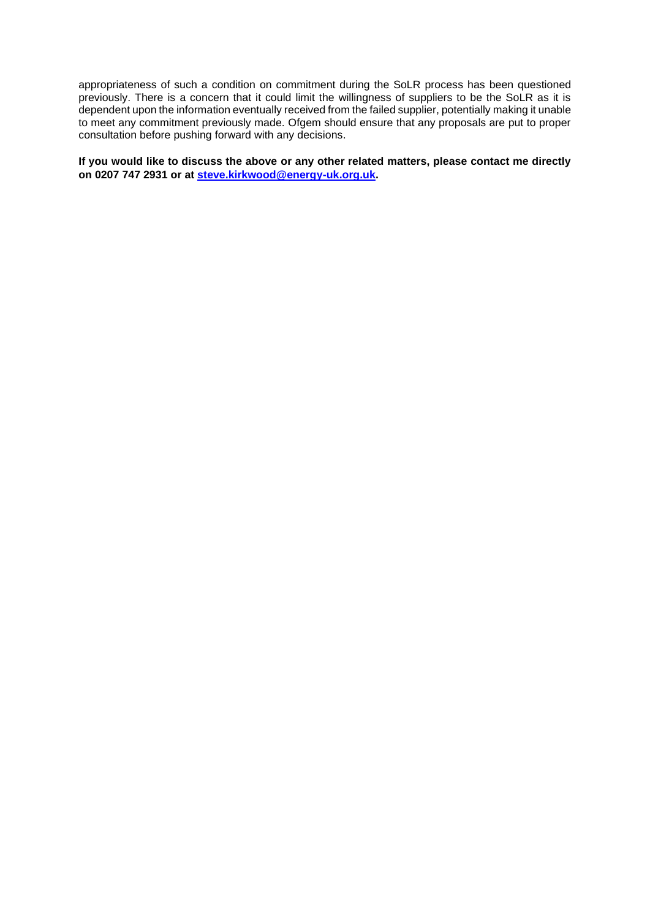appropriateness of such a condition on commitment during the SoLR process has been questioned previously. There is a concern that it could limit the willingness of suppliers to be the SoLR as it is dependent upon the information eventually received from the failed supplier, potentially making it unable to meet any commitment previously made. Ofgem should ensure that any proposals are put to proper consultation before pushing forward with any decisions.

**If you would like to discuss the above or any other related matters, please contact me directly on 0207 747 2931 or at [steve.kirkwood@energy-uk.org.uk](mailto:steve.kirkwood@energy-uk.org.uk).**